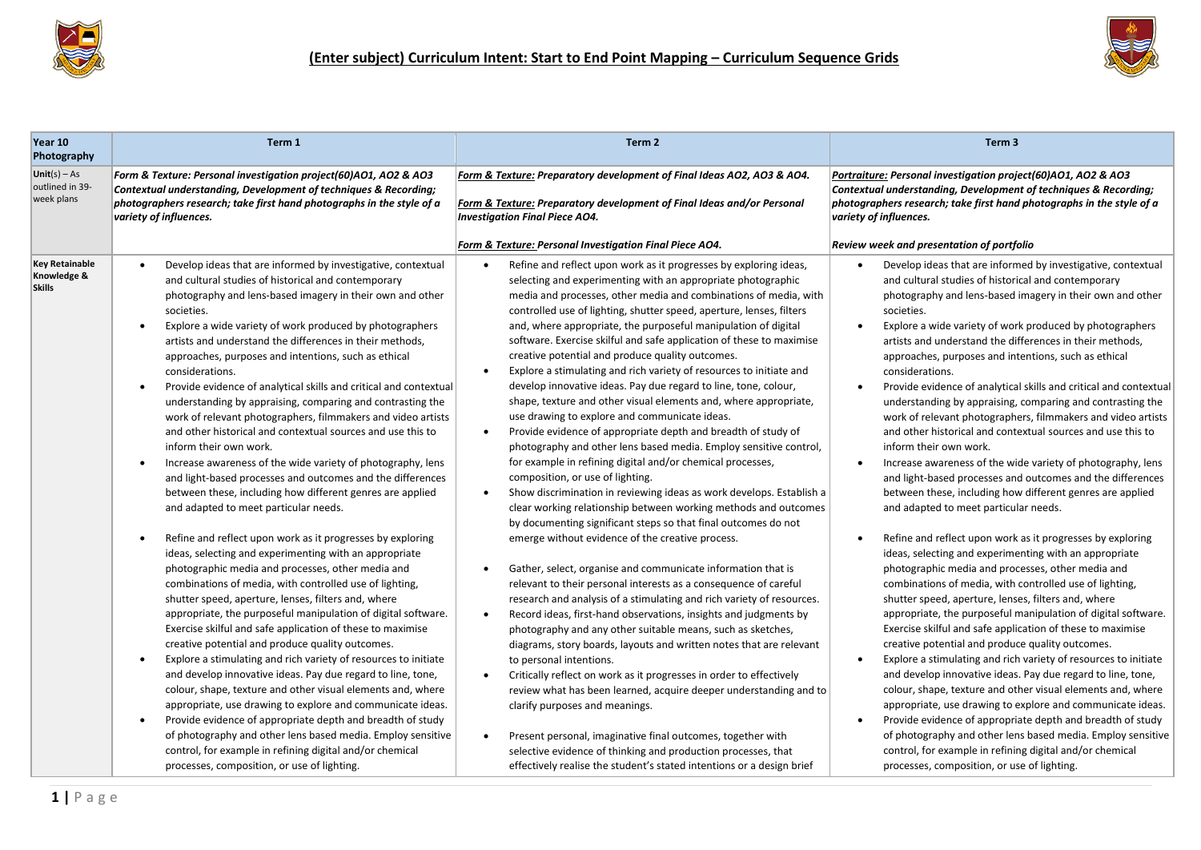# (Enter subject) Curriculum Intent: Start to End Point Mapping – Curriculum Sequence Grids

| Year 10 Photography | Term 1 | Term 2 | Term 3 |
|---|---|---|---|
| **Unit**(s) – As outlined in 39-week plans | ***Form & Texture: Personal investigation project(60)AO1, AO2 & AO3 Contextual understanding, Development of techniques & Recording; photographers research; take first hand photographs in the style of a variety of influences.*** | ***Form & Texture: Preparatory development of Final Ideas AO2, AO3 & AO4.***<br><br>***Form & Texture: Preparatory development of Final Ideas and/or Personal Investigation Final Piece AO4.***<br><br>***Form & Texture: Personal Investigation Final Piece AO4.*** | ***Portraiture: Personal investigation project(60)AO1, AO2 & AO3 Contextual understanding, Development of techniques & Recording; photographers research; take first hand photographs in the style of a variety of influences.***<br><br>***Review week and presentation of portfolio*** |
| **Key Retainable Knowledge & Skills** | • Develop ideas that are informed by investigative, contextual and cultural studies of historical and contemporary photography and lens-based imagery in their own and other societies.<br>• Explore a wide variety of work produced by photographers artists and understand the differences in their methods, approaches, purposes and intentions, such as ethical considerations.<br>• Provide evidence of analytical skills and critical and contextual understanding by appraising, comparing and contrasting the work of relevant photographers, filmmakers and video artists and other historical and contextual sources and use this to inform their own work.<br>• Increase awareness of the wide variety of photography, lens and light-based processes and outcomes and the differences between these, including how different genres are applied and adapted to meet particular needs.<br><br>• Refine and reflect upon work as it progresses by exploring ideas, selecting and experimenting with an appropriate photographic media and processes, other media and combinations of media, with controlled use of lighting, shutter speed, aperture, lenses, filters and, where appropriate, the purposeful manipulation of digital software. Exercise skilful and safe application of these to maximise creative potential and produce quality outcomes.<br>• Explore a stimulating and rich variety of resources to initiate and develop innovative ideas. Pay due regard to line, tone, colour, shape, texture and other visual elements and, where appropriate, use drawing to explore and communicate ideas.<br>• Provide evidence of appropriate depth and breadth of study of photography and other lens based media. Employ sensitive control, for example in refining digital and/or chemical processes, composition, or use of lighting. | • Refine and reflect upon work as it progresses by exploring ideas, selecting and experimenting with an appropriate photographic media and processes, other media and combinations of media, with controlled use of lighting, shutter speed, aperture, lenses, filters and, where appropriate, the purposeful manipulation of digital software. Exercise skilful and safe application of these to maximise creative potential and produce quality outcomes.<br>• Explore a stimulating and rich variety of resources to initiate and develop innovative ideas. Pay due regard to line, tone, colour, shape, texture and other visual elements and, where appropriate, use drawing to explore and communicate ideas.<br>• Provide evidence of appropriate depth and breadth of study of photography and other lens based media. Employ sensitive control, for example in refining digital and/or chemical processes, composition, or use of lighting.<br>• Show discrimination in reviewing ideas as work develops. Establish a clear working relationship between working methods and outcomes by documenting significant steps so that final outcomes do not emerge without evidence of the creative process.<br><br>• Gather, select, organise and communicate information that is relevant to their personal interests as a consequence of careful research and analysis of a stimulating and rich variety of resources.<br>• Record ideas, first-hand observations, insights and judgments by photography and any other suitable means, such as sketches, diagrams, story boards, layouts and written notes that are relevant to personal intentions.<br>• Critically reflect on work as it progresses in order to effectively review what has been learned, acquire deeper understanding and to clarify purposes and meanings.<br><br>• Present personal, imaginative final outcomes, together with selective evidence of thinking and production processes, that effectively realise the student's stated intentions or a design brief | • Develop ideas that are informed by investigative, contextual and cultural studies of historical and contemporary photography and lens-based imagery in their own and other societies.<br>• Explore a wide variety of work produced by photographers artists and understand the differences in their methods, approaches, purposes and intentions, such as ethical considerations.<br>• Provide evidence of analytical skills and critical and contextual understanding by appraising, comparing and contrasting the work of relevant photographers, filmmakers and video artists and other historical and contextual sources and use this to inform their own work.<br>• Increase awareness of the wide variety of photography, lens and light-based processes and outcomes and the differences between these, including how different genres are applied and adapted to meet particular needs.<br><br>• Refine and reflect upon work as it progresses by exploring ideas, selecting and experimenting with an appropriate photographic media and processes, other media and combinations of media, with controlled use of lighting, shutter speed, aperture, lenses, filters and, where appropriate, the purposeful manipulation of digital software. Exercise skilful and safe application of these to maximise creative potential and produce quality outcomes.<br>• Explore a stimulating and rich variety of resources to initiate and develop innovative ideas. Pay due regard to line, tone, colour, shape, texture and other visual elements and, where appropriate, use drawing to explore and communicate ideas.<br>• Provide evidence of appropriate depth and breadth of study of photography and other lens based media. Employ sensitive control, for example in refining digital and/or chemical processes, composition, or use of lighting. |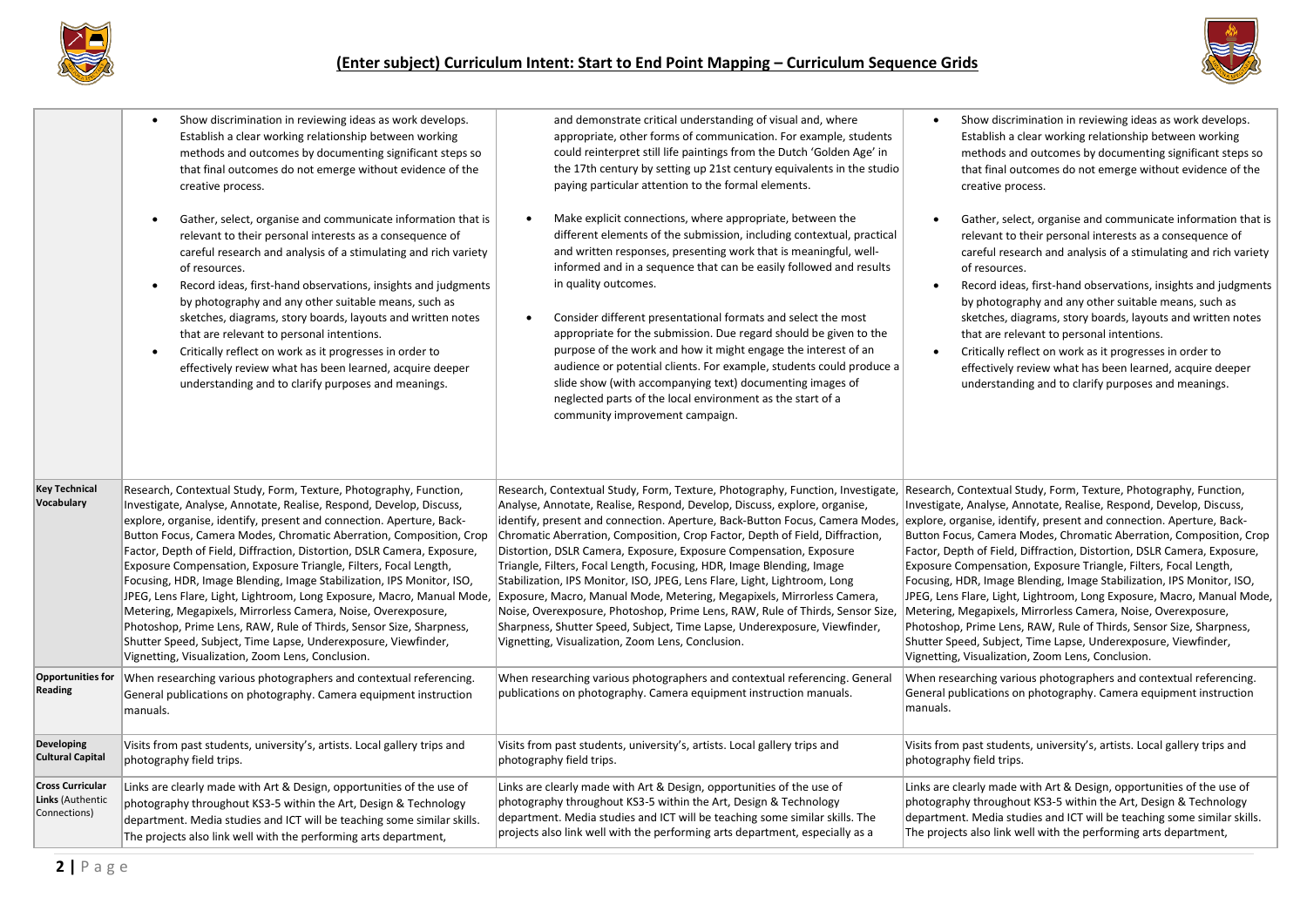# (Enter subject) Curriculum Intent: Start to End Point Mapping – Curriculum Sequence Grids

| | | | |
|---|---|---|---|
| | • Show discrimination in reviewing ideas as work develops. Establish a clear working relationship between working methods and outcomes by documenting significant steps so that final outcomes do not emerge without evidence of the creative process.<br><br>• Gather, select, organise and communicate information that is relevant to their personal interests as a consequence of careful research and analysis of a stimulating and rich variety of resources.<br>• Record ideas, first-hand observations, insights and judgments by photography and any other suitable means, such as sketches, diagrams, story boards, layouts and written notes that are relevant to personal intentions.<br>• Critically reflect on work as it progresses in order to effectively review what has been learned, acquire deeper understanding and to clarify purposes and meanings. | and demonstrate critical understanding of visual and, where appropriate, other forms of communication. For example, students could reinterpret still life paintings from the Dutch 'Golden Age' in the 17th century by setting up 21st century equivalents in the studio paying particular attention to the formal elements.<br><br>• Make explicit connections, where appropriate, between the different elements of the submission, including contextual, practical and written responses, presenting work that is meaningful, well-informed and in a sequence that can be easily followed and results in quality outcomes.<br><br>• Consider different presentational formats and select the most appropriate for the submission. Due regard should be given to the purpose of the work and how it might engage the interest of an audience or potential clients. For example, students could produce a slide show (with accompanying text) documenting images of neglected parts of the local environment as the start of a community improvement campaign. | • Show discrimination in reviewing ideas as work develops. Establish a clear working relationship between working methods and outcomes by documenting significant steps so that final outcomes do not emerge without evidence of the creative process.<br><br>• Gather, select, organise and communicate information that is relevant to their personal interests as a consequence of careful research and analysis of a stimulating and rich variety of resources.<br>• Record ideas, first-hand observations, insights and judgments by photography and any other suitable means, such as sketches, diagrams, story boards, layouts and written notes that are relevant to personal intentions.<br>• Critically reflect on work as it progresses in order to effectively review what has been learned, acquire deeper understanding and to clarify purposes and meanings. |
| **Key Technical Vocabulary** | Research, Contextual Study, Form, Texture, Photography, Function, Investigate, Analyse, Annotate, Realise, Respond, Develop, Discuss, explore, organise, identify, present and connection. Aperture, Back-Button Focus, Camera Modes, Chromatic Aberration, Composition, Crop Factor, Depth of Field, Diffraction, Distortion, DSLR Camera, Exposure, Exposure Compensation, Exposure Triangle, Filters, Focal Length, Focusing, HDR, Image Blending, Image Stabilization, IPS Monitor, ISO, JPEG, Lens Flare, Light, Lightroom, Long Exposure, Macro, Manual Mode, Metering, Megapixels, Mirrorless Camera, Noise, Overexposure, Photoshop, Prime Lens, RAW, Rule of Thirds, Sensor Size, Sharpness, Shutter Speed, Subject, Time Lapse, Underexposure, Viewfinder, Vignetting, Visualization, Zoom Lens, Conclusion. | Research, Contextual Study, Form, Texture, Photography, Function, Investigate, Analyse, Annotate, Realise, Respond, Develop, Discuss, explore, organise, identify, present and connection. Aperture, Back-Button Focus, Camera Modes, Chromatic Aberration, Composition, Crop Factor, Depth of Field, Diffraction, Distortion, DSLR Camera, Exposure, Exposure Compensation, Exposure Triangle, Filters, Focal Length, Focusing, HDR, Image Blending, Image Stabilization, IPS Monitor, ISO, JPEG, Lens Flare, Light, Lightroom, Long Exposure, Macro, Manual Mode, Metering, Megapixels, Mirrorless Camera, Noise, Overexposure, Photoshop, Prime Lens, RAW, Rule of Thirds, Sensor Size, Sharpness, Shutter Speed, Subject, Time Lapse, Underexposure, Viewfinder, Vignetting, Visualization, Zoom Lens, Conclusion. | Research, Contextual Study, Form, Texture, Photography, Function, Investigate, Analyse, Annotate, Realise, Respond, Develop, Discuss, explore, organise, identify, present and connection. Aperture, Back-Button Focus, Camera Modes, Chromatic Aberration, Composition, Crop Factor, Depth of Field, Diffraction, Distortion, DSLR Camera, Exposure, Exposure Compensation, Exposure Triangle, Filters, Focal Length, Focusing, HDR, Image Blending, Image Stabilization, IPS Monitor, ISO, JPEG, Lens Flare, Light, Lightroom, Long Exposure, Macro, Manual Mode, Metering, Megapixels, Mirrorless Camera, Noise, Overexposure, Photoshop, Prime Lens, RAW, Rule of Thirds, Sensor Size, Sharpness, Shutter Speed, Subject, Time Lapse, Underexposure, Viewfinder, Vignetting, Visualization, Zoom Lens, Conclusion. |
| **Opportunities for Reading** | When researching various photographers and contextual referencing. General publications on photography. Camera equipment instruction manuals. | When researching various photographers and contextual referencing. General publications on photography. Camera equipment instruction manuals. | When researching various photographers and contextual referencing. General publications on photography. Camera equipment instruction manuals. |
| **Developing Cultural Capital** | Visits from past students, university's, artists. Local gallery trips and photography field trips. | Visits from past students, university's, artists. Local gallery trips and photography field trips. | Visits from past students, university's, artists. Local gallery trips and photography field trips. |
| **Cross Curricular Links** (Authentic Connections) | Links are clearly made with Art & Design, opportunities of the use of photography throughout KS3-5 within the Art, Design & Technology department. Media studies and ICT will be teaching some similar skills. The projects also link well with the performing arts department, | Links are clearly made with Art & Design, opportunities of the use of photography throughout KS3-5 within the Art, Design & Technology department. Media studies and ICT will be teaching some similar skills. The projects also link well with the performing arts department, especially as a | Links are clearly made with Art & Design, opportunities of the use of photography throughout KS3-5 within the Art, Design & Technology department. Media studies and ICT will be teaching some similar skills. The projects also link well with the performing arts department, |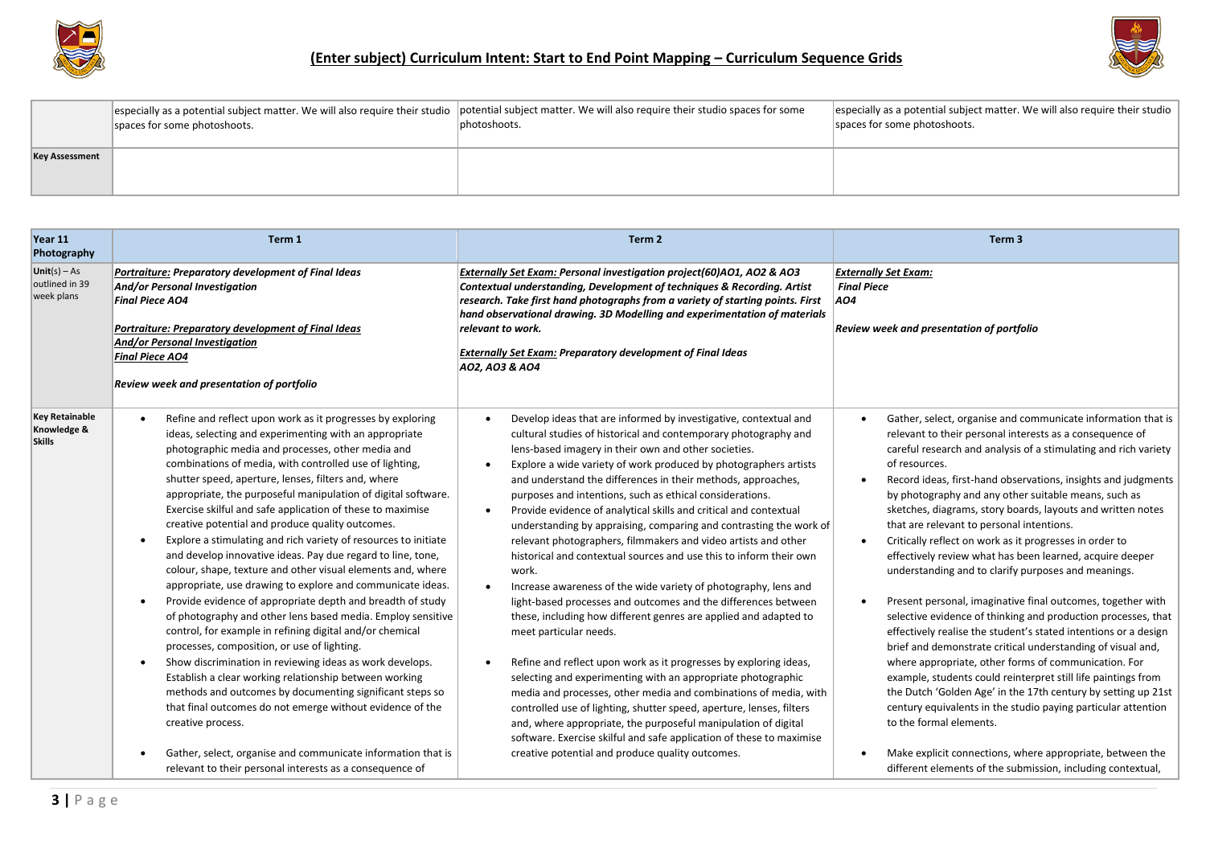# (Enter subject) Curriculum Intent: Start to End Point Mapping – Curriculum Sequence Grids

| | | | |
|---|---|---|---|
| | especially as a potential subject matter. We will also require their studio spaces for some photoshoots. | potential subject matter. We will also require their studio spaces for some photoshoots. | especially as a potential subject matter. We will also require their studio spaces for some photoshoots. |
| **Key Assessment** | | | |

| **Year 11 Photography** | **Term 1** | **Term 2** | **Term 3** |
|---|---|---|---|
| **Unit**(s) – As outlined in 39 week plans | ***Portraiture:* *Preparatory development of Final Ideas*** <br> ***And/or Personal Investigation*** <br> ***Final Piece AO4*** <br><br> ***Portraiture: Preparatory development of Final Ideas*** <br> ***And/or Personal Investigation*** <br> ***Final Piece AO4*** <br><br> ***Review week and presentation of portfolio*** | ***Externally Set Exam:* *Personal investigation project(60)AO1, AO2 & AO3 Contextual understanding, Development of techniques & Recording. Artist research. Take first hand photographs from a variety of starting points. First hand observational drawing. 3D Modelling and experimentation of materials relevant to work.*** <br><br> ***Externally Set Exam:* *Preparatory development of Final Ideas AO2, AO3 & AO4*** | ***Externally Set Exam:*** <br> ***Final Piece*** <br> ***AO4*** <br><br> ***Review week and presentation of portfolio*** |
| **Key Retainable Knowledge & Skills** | • Refine and reflect upon work as it progresses by exploring ideas, selecting and experimenting with an appropriate photographic media and processes, other media and combinations of media, with controlled use of lighting, shutter speed, aperture, lenses, filters and, where appropriate, the purposeful manipulation of digital software. Exercise skilful and safe application of these to maximise creative potential and produce quality outcomes. <br> • Explore a stimulating and rich variety of resources to initiate and develop innovative ideas. Pay due regard to line, tone, colour, shape, texture and other visual elements and, where appropriate, use drawing to explore and communicate ideas. <br> • Provide evidence of appropriate depth and breadth of study of photography and other lens based media. Employ sensitive control, for example in refining digital and/or chemical processes, composition, or use of lighting. <br> • Show discrimination in reviewing ideas as work develops. Establish a clear working relationship between working methods and outcomes by documenting significant steps so that final outcomes do not emerge without evidence of the creative process. <br><br> • Gather, select, organise and communicate information that is relevant to their personal interests as a consequence of | • Develop ideas that are informed by investigative, contextual and cultural studies of historical and contemporary photography and lens-based imagery in their own and other societies. <br> • Explore a wide variety of work produced by photographers artists and understand the differences in their methods, approaches, purposes and intentions, such as ethical considerations. <br> • Provide evidence of analytical skills and critical and contextual understanding by appraising, comparing and contrasting the work of relevant photographers, filmmakers and video artists and other historical and contextual sources and use this to inform their own work. <br> • Increase awareness of the wide variety of photography, lens and light-based processes and outcomes and the differences between these, including how different genres are applied and adapted to meet particular needs. <br><br> • Refine and reflect upon work as it progresses by exploring ideas, selecting and experimenting with an appropriate photographic media and processes, other media and combinations of media, with controlled use of lighting, shutter speed, aperture, lenses, filters and, where appropriate, the purposeful manipulation of digital software. Exercise skilful and safe application of these to maximise creative potential and produce quality outcomes. | • Gather, select, organise and communicate information that is relevant to their personal interests as a consequence of careful research and analysis of a stimulating and rich variety of resources. <br> • Record ideas, first-hand observations, insights and judgments by photography and any other suitable means, such as sketches, diagrams, story boards, layouts and written notes that are relevant to personal intentions. <br> • Critically reflect on work as it progresses in order to effectively review what has been learned, acquire deeper understanding and to clarify purposes and meanings. <br><br> • Present personal, imaginative final outcomes, together with selective evidence of thinking and production processes, that effectively realise the student's stated intentions or a design brief and demonstrate critical understanding of visual and, where appropriate, other forms of communication. For example, students could reinterpret still life paintings from the Dutch 'Golden Age' in the 17th century by setting up 21st century equivalents in the studio paying particular attention to the formal elements. <br><br> • Make explicit connections, where appropriate, between the different elements of the submission, including contextual, |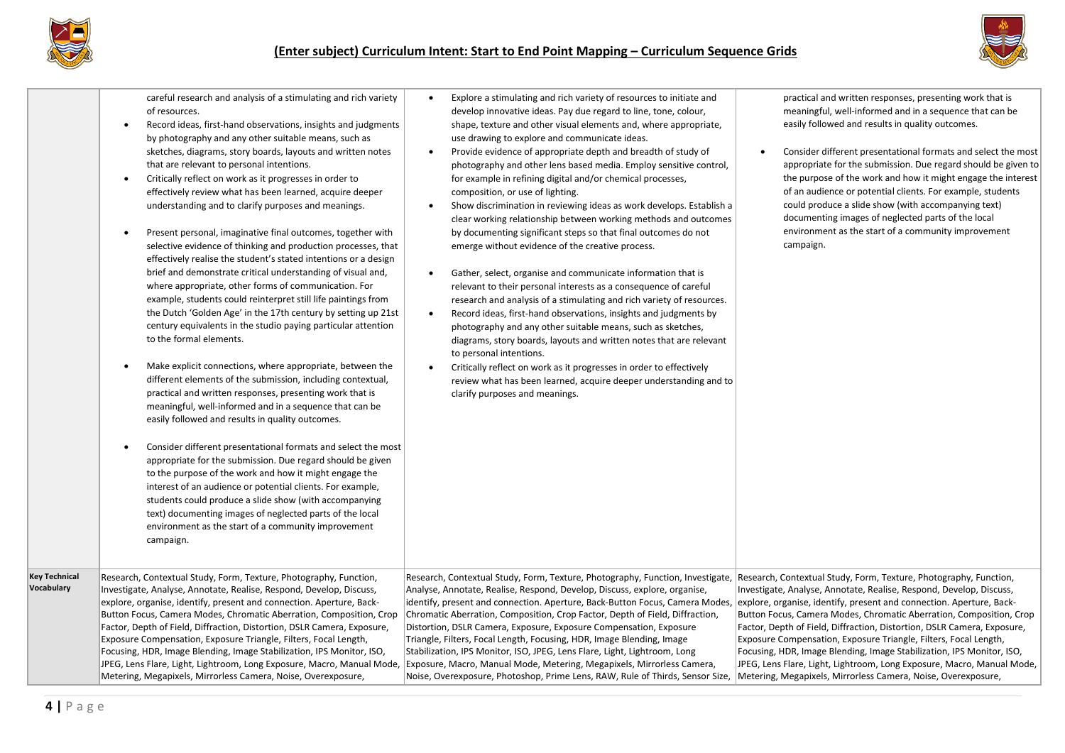## (Enter subject) Curriculum Intent: Start to End Point Mapping – Curriculum Sequence Grids

| | | | |
|---|---|---|---|
| | careful research and analysis of a stimulating and rich variety of resources.<br>• Record ideas, first-hand observations, insights and judgments by photography and any other suitable means, such as sketches, diagrams, story boards, layouts and written notes that are relevant to personal intentions.<br>• Critically reflect on work as it progresses in order to effectively review what has been learned, acquire deeper understanding and to clarify purposes and meanings.<br><br>• Present personal, imaginative final outcomes, together with selective evidence of thinking and production processes, that effectively realise the student's stated intentions or a design brief and demonstrate critical understanding of visual and, where appropriate, other forms of communication. For example, students could reinterpret still life paintings from the Dutch 'Golden Age' in the 17th century by setting up 21st century equivalents in the studio paying particular attention to the formal elements.<br><br>• Make explicit connections, where appropriate, between the different elements of the submission, including contextual, practical and written responses, presenting work that is meaningful, well-informed and in a sequence that can be easily followed and results in quality outcomes.<br><br>• Consider different presentational formats and select the most appropriate for the submission. Due regard should be given to the purpose of the work and how it might engage the interest of an audience or potential clients. For example, students could produce a slide show (with accompanying text) documenting images of neglected parts of the local environment as the start of a community improvement campaign. | • Explore a stimulating and rich variety of resources to initiate and develop innovative ideas. Pay due regard to line, tone, colour, shape, texture and other visual elements and, where appropriate, use drawing to explore and communicate ideas.<br>• Provide evidence of appropriate depth and breadth of study of photography and other lens based media. Employ sensitive control, for example in refining digital and/or chemical processes, composition, or use of lighting.<br>• Show discrimination in reviewing ideas as work develops. Establish a clear working relationship between working methods and outcomes by documenting significant steps so that final outcomes do not emerge without evidence of the creative process.<br><br>• Gather, select, organise and communicate information that is relevant to their personal interests as a consequence of careful research and analysis of a stimulating and rich variety of resources.<br>• Record ideas, first-hand observations, insights and judgments by photography and any other suitable means, such as sketches, diagrams, story boards, layouts and written notes that are relevant to personal intentions.<br>• Critically reflect on work as it progresses in order to effectively review what has been learned, acquire deeper understanding and to clarify purposes and meanings. | practical and written responses, presenting work that is meaningful, well-informed and in a sequence that can be easily followed and results in quality outcomes.<br><br>• Consider different presentational formats and select the most appropriate for the submission. Due regard should be given to the purpose of the work and how it might engage the interest of an audience or potential clients. For example, students could produce a slide show (with accompanying text) documenting images of neglected parts of the local environment as the start of a community improvement campaign. |
| **Key Technical Vocabulary** | Research, Contextual Study, Form, Texture, Photography, Function, Investigate, Analyse, Annotate, Realise, Respond, Develop, Discuss, explore, organise, identify, present and connection. Aperture, Back-Button Focus, Camera Modes, Chromatic Aberration, Composition, Crop Factor, Depth of Field, Diffraction, Distortion, DSLR Camera, Exposure, Exposure Compensation, Exposure Triangle, Filters, Focal Length, Focusing, HDR, Image Blending, Image Stabilization, IPS Monitor, ISO, JPEG, Lens Flare, Light, Lightroom, Long Exposure, Macro, Manual Mode, Metering, Megapixels, Mirrorless Camera, Noise, Overexposure, | Research, Contextual Study, Form, Texture, Photography, Function, Investigate, Analyse, Annotate, Realise, Respond, Develop, Discuss, explore, organise, identify, present and connection. Aperture, Back-Button Focus, Camera Modes, Chromatic Aberration, Composition, Crop Factor, Depth of Field, Diffraction, Distortion, DSLR Camera, Exposure, Exposure Compensation, Exposure Triangle, Filters, Focal Length, Focusing, HDR, Image Blending, Image Stabilization, IPS Monitor, ISO, JPEG, Lens Flare, Light, Lightroom, Long Exposure, Macro, Manual Mode, Metering, Megapixels, Mirrorless Camera, Noise, Overexposure, Photoshop, Prime Lens, RAW, Rule of Thirds, Sensor Size, | Research, Contextual Study, Form, Texture, Photography, Function, Investigate, Analyse, Annotate, Realise, Respond, Develop, Discuss, explore, organise, identify, present and connection. Aperture, Back-Button Focus, Camera Modes, Chromatic Aberration, Composition, Crop Factor, Depth of Field, Diffraction, Distortion, DSLR Camera, Exposure, Exposure Compensation, Exposure Triangle, Filters, Focal Length, Focusing, HDR, Image Blending, Image Stabilization, IPS Monitor, ISO, JPEG, Lens Flare, Light, Lightroom, Long Exposure, Macro, Manual Mode, Metering, Megapixels, Mirrorless Camera, Noise, Overexposure, |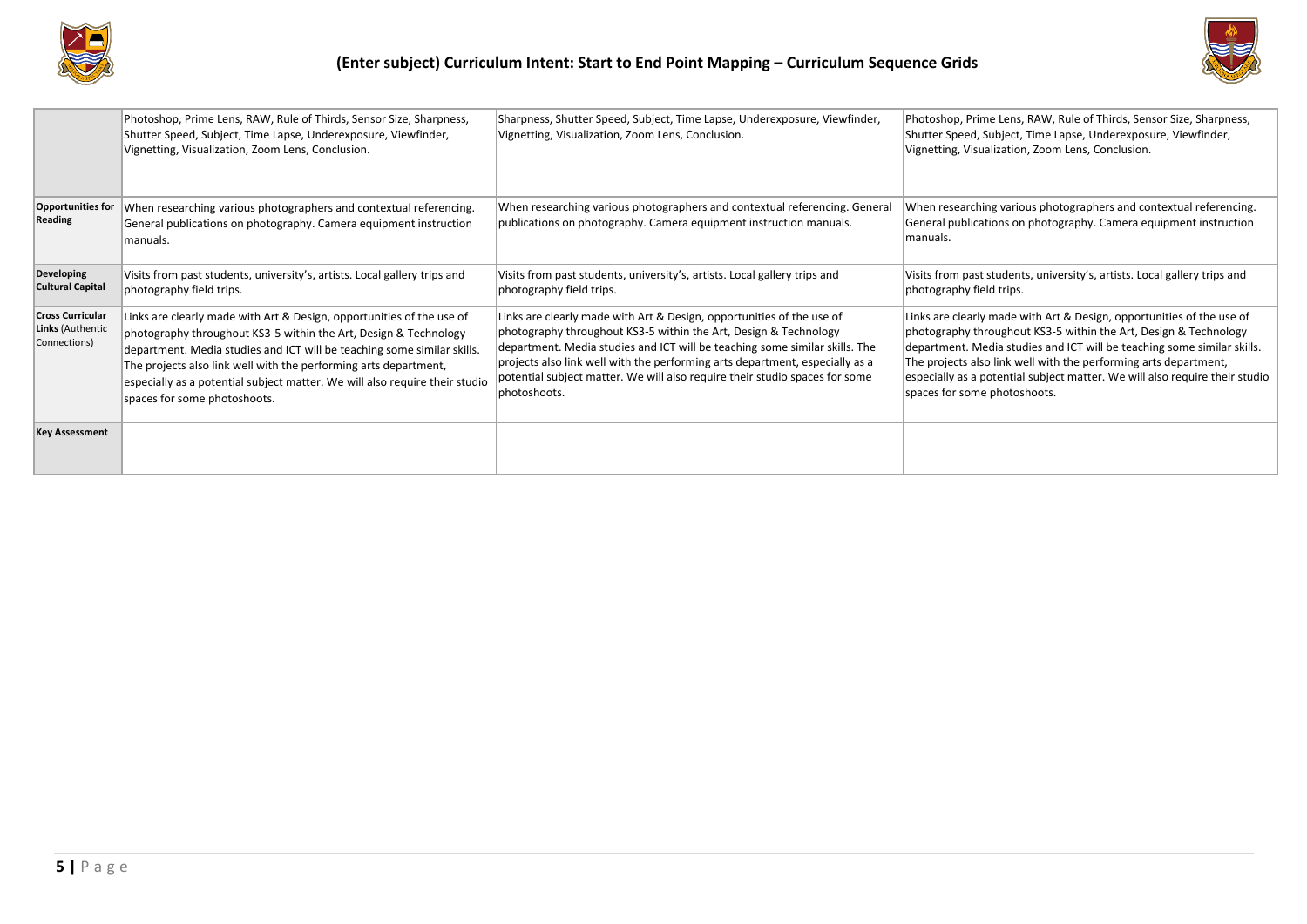## (Enter subject) Curriculum Intent: Start to End Point Mapping – Curriculum Sequence Grids

| | | | |
|---|---|---|---|
| | Photoshop, Prime Lens, RAW, Rule of Thirds, Sensor Size, Sharpness, Shutter Speed, Subject, Time Lapse, Underexposure, Viewfinder, Vignetting, Visualization, Zoom Lens, Conclusion. | Sharpness, Shutter Speed, Subject, Time Lapse, Underexposure, Viewfinder, Vignetting, Visualization, Zoom Lens, Conclusion. | Photoshop, Prime Lens, RAW, Rule of Thirds, Sensor Size, Sharpness, Shutter Speed, Subject, Time Lapse, Underexposure, Viewfinder, Vignetting, Visualization, Zoom Lens, Conclusion. |
| **Opportunities for Reading** | When researching various photographers and contextual referencing. General publications on photography. Camera equipment instruction manuals. | When researching various photographers and contextual referencing. General publications on photography. Camera equipment instruction manuals. | When researching various photographers and contextual referencing. General publications on photography. Camera equipment instruction manuals. |
| **Developing Cultural Capital** | Visits from past students, university's, artists. Local gallery trips and photography field trips. | Visits from past students, university's, artists. Local gallery trips and photography field trips. | Visits from past students, university's, artists. Local gallery trips and photography field trips. |
| **Cross Curricular Links** (Authentic Connections) | Links are clearly made with Art & Design, opportunities of the use of photography throughout KS3-5 within the Art, Design & Technology department. Media studies and ICT will be teaching some similar skills. The projects also link well with the performing arts department, especially as a potential subject matter. We will also require their studio spaces for some photoshoots. | Links are clearly made with Art & Design, opportunities of the use of photography throughout KS3-5 within the Art, Design & Technology department. Media studies and ICT will be teaching some similar skills. The projects also link well with the performing arts department, especially as a potential subject matter. We will also require their studio spaces for some photoshoots. | Links are clearly made with Art & Design, opportunities of the use of photography throughout KS3-5 within the Art, Design & Technology department. Media studies and ICT will be teaching some similar skills. The projects also link well with the performing arts department, especially as a potential subject matter. We will also require their studio spaces for some photoshoots. |
| **Key Assessment** | | | |